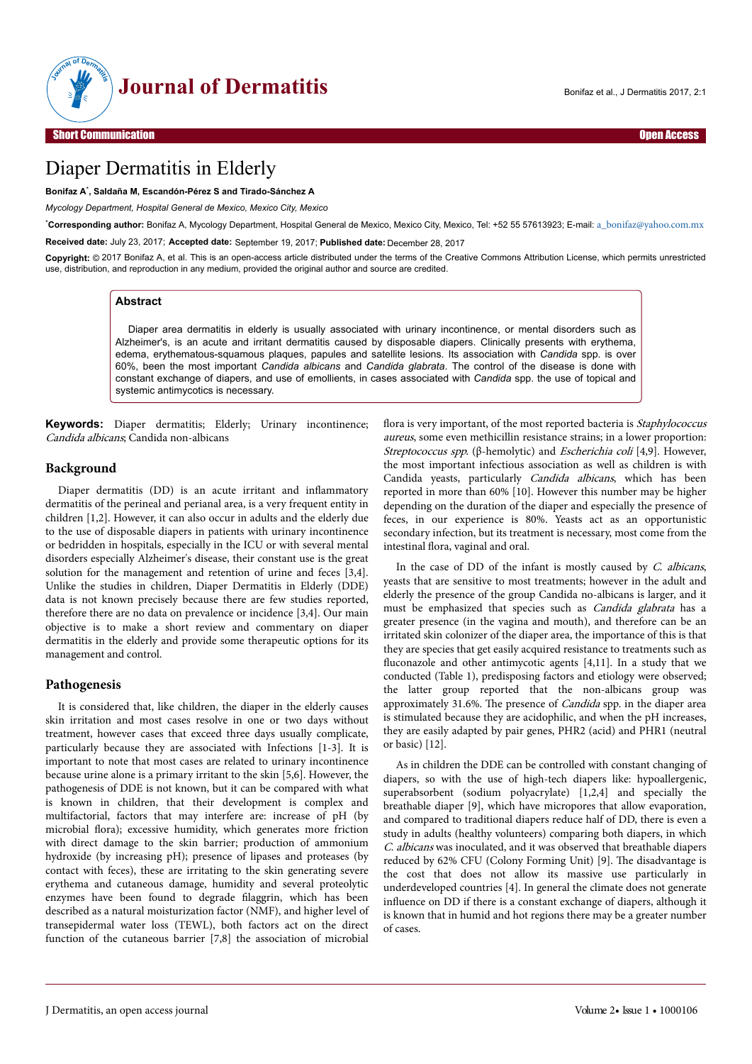Short Communication — Open Access

# Diaper Dermatitis in Elderly

**Bonifaz A*, Saldaña M, Escandón-Pérez S and Tirado-Sánchez A**

*Mycology Department, Hospital General de Mexico, Mexico City, Mexico*

***Corresponding author:** Bonifaz A, Mycology Department, Hospital General de Mexico, Mexico City, Mexico, Tel: +52 55 57613923; E-mail: a_bonifaz@yahoo.com.mx

**Received date:** July 23, 2017; **Accepted date:** September 19, 2017; **Published date:** December 28, 2017

**Copyright:** © 2017 Bonifaz A, et al. This is an open-access article distributed under the terms of the Creative Commons Attribution License, which permits unrestricted use, distribution, and reproduction in any medium, provided the original author and source are credited.

## Abstract

Diaper area dermatitis in elderly is usually associated with urinary incontinence, or mental disorders such as Alzheimer's, is an acute and irritant dermatitis caused by disposable diapers. Clinically presents with erythema, edema, erythematous-squamous plaques, papules and satellite lesions. Its association with *Candida* spp. is over 60%, been the most important *Candida albicans* and *Candida glabrata*. The control of the disease is done with constant exchange of diapers, and use of emollients, in cases associated with *Candida* spp. the use of topical and systemic antimycotics is necessary.

**Keywords:** Diaper dermatitis; Elderly; Urinary incontinence; *Candida albicans*; Candida non-albicans

## Background

Diaper dermatitis (DD) is an acute irritant and inflammatory dermatitis of the perineal and perianal area, is a very frequent entity in children [1,2]. However, it can also occur in adults and the elderly due to the use of disposable diapers in patients with urinary incontinence or bedridden in hospitals, especially in the ICU or with several mental disorders especially Alzheimer's disease, their constant use is the great solution for the management and retention of urine and feces [3,4]. Unlike the studies in children, Diaper Dermatitis in Elderly (DDE) data is not known precisely because there are few studies reported, therefore there are no data on prevalence or incidence [3,4]. Our main objective is to make a short review and commentary on diaper dermatitis in the elderly and provide some therapeutic options for its management and control.

## Pathogenesis

It is considered that, like children, the diaper in the elderly causes skin irritation and most cases resolve in one or two days without treatment, however cases that exceed three days usually complicate, particularly because they are associated with Infections [1-3]. It is important to note that most cases are related to urinary incontinence because urine alone is a primary irritant to the skin [5,6]. However, the pathogenesis of DDE is not known, but it can be compared with what is known in children, that their development is complex and multifactorial, factors that may interfere are: increase of pH (by microbial flora); excessive humidity, which generates more friction with direct damage to the skin barrier; production of ammonium hydroxide (by increasing pH); presence of lipases and proteases (by contact with feces), these are irritating to the skin generating severe erythema and cutaneous damage, humidity and several proteolytic enzymes have been found to degrade filaggrin, which has been described as a natural moisturization factor (NMF), and higher level of transepidermal water loss (TEWL), both factors act on the direct function of the cutaneous barrier [7,8] the association of microbial flora is very important, of the most reported bacteria is *Staphylococcus aureus*, some even methicillin resistance strains; in a lower proportion: *Streptococcus spp.* (β-hemolytic) and *Escherichia coli* [4,9]. However, the most important infectious association as well as children is with Candida yeasts, particularly *Candida albicans*, which has been reported in more than 60% [10]. However this number may be higher depending on the duration of the diaper and especially the presence of feces, in our experience is 80%. Yeasts act as an opportunistic secondary infection, but its treatment is necessary, most come from the intestinal flora, vaginal and oral.

In the case of DD of the infant is mostly caused by *C. albicans*, yeasts that are sensitive to most treatments; however in the adult and elderly the presence of the group Candida no-albicans is larger, and it must be emphasized that species such as *Candida glabrata* has a greater presence (in the vagina and mouth), and therefore can be an irritated skin colonizer of the diaper area, the importance of this is that they are species that get easily acquired resistance to treatments such as fluconazole and other antimycotic agents [4,11]. In a study that we conducted (Table 1), predisposing factors and etiology were observed; the latter group reported that the non-albicans group was approximately 31.6%. The presence of *Candida* spp. in the diaper area is stimulated because they are acidophilic, and when the pH increases, they are easily adapted by pair genes, PHR2 (acid) and PHR1 (neutral or basic) [12].

As in children the DDE can be controlled with constant changing of diapers, so with the use of high-tech diapers like: hypoallergenic, superabsorbent (sodium polyacrylate) [1,2,4] and specially the breathable diaper [9], which have micropores that allow evaporation, and compared to traditional diapers reduce half of DD, there is even a study in adults (healthy volunteers) comparing both diapers, in which *C. albicans* was inoculated, and it was observed that breathable diapers reduced by 62% CFU (Colony Forming Unit) [9]. The disadvantage is the cost that does not allow its massive use particularly in underdeveloped countries [4]. In general the climate does not generate influence on DD if there is a constant exchange of diapers, although it is known that in humid and hot regions there may be a greater number of cases.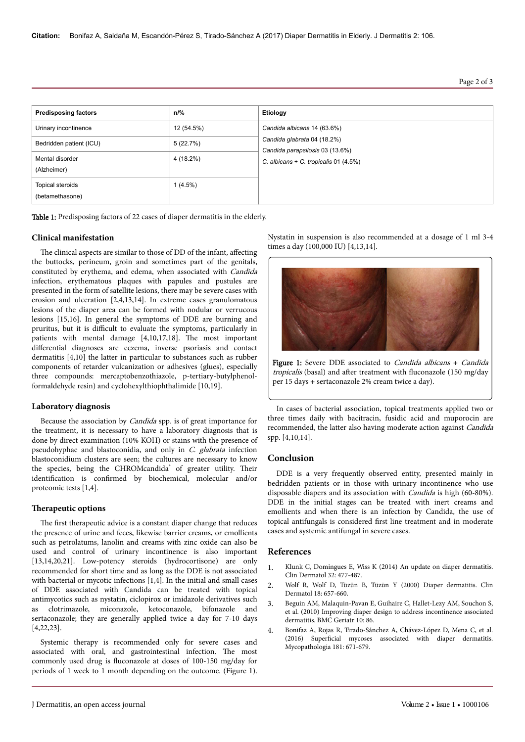| Predisposing factors | n/% | Etiology |
|---|---|---|
| Urinary incontinence | 12 (54.5%) | *Candida albicans* 14 (63.6%) |
| Bedridden patient (ICU) | 5 (22.7%) | *Candida glabrata* 04 (18.2%)<br>*Candida parapsilosis* 03 (13.6%) |
| Mental disorder (Alzheimer) | 4 (18.2%) | *C. albicans* + *C. tropicalis* 01 (4.5%) |
| Topical steroids (betamethasone) | 1 (4.5%) | |

**Table 1:** Predisposing factors of 22 cases of diaper dermatitis in the elderly.

## Clinical manifestation

The clinical aspects are similar to those of DD of the infant, affecting the buttocks, perineum, groin and sometimes part of the genitals, constituted by erythema, and edema, when associated with *Candida* infection, erythematous plaques with papules and pustules are presented in the form of satellite lesions, there may be severe cases with erosion and ulceration [2,4,13,14]. In extreme cases granulomatous lesions of the diaper area can be formed with nodular or verrucous lesions [15,16]. In general the symptoms of DDE are burning and pruritus, but it is difficult to evaluate the symptoms, particularly in patients with mental damage [4,10,17,18]. The most important differential diagnoses are eczema, inverse psoriasis and contact dermatitis [4,10] the latter in particular to substances such as rubber components of retarder vulcanization or adhesives (glues), especially three compounds: mercaptobenzothiazole, p-tertiary-butylphenol-formaldehyde resin) and cyclohexylthiophthalimide [10,19].

## Laboratory diagnosis

Because the association by *Candida* spp. is of great importance for the treatment, it is necessary to have a laboratory diagnosis that is done by direct examination (10% KOH) or stains with the presence of pseudohyphae and blastoconidia, and only in *C. glabrata* infection blastoconidium clusters are seen; the cultures are necessary to know the species, being the CHROMcandida® of greater utility. Their identification is confirmed by biochemical, molecular and/or proteomic tests [1,4].

## Therapeutic options

The first therapeutic advice is a constant diaper change that reduces the presence of urine and feces, likewise barrier creams, or emollients such as petrolatums, lanolin and creams with zinc oxide can also be used and control of urinary incontinence is also important [13,14,20,21]. Low-potency steroids (hydrocortisone) are only recommended for short time and as long as the DDE is not associated with bacterial or mycotic infections [1,4]. In the initial and small cases of DDE associated with Candida can be treated with topical antimycotics such as nystatin, ciclopirox or imidazole derivatives such as clotrimazole, miconazole, ketoconazole, bifonazole and sertaconazole; they are generally applied twice a day for 7-10 days [4,22,23].

Systemic therapy is recommended only for severe cases and associated with oral, and gastrointestinal infection. The most commonly used drug is fluconazole at doses of 100-150 mg/day for periods of 1 week to 1 month depending on the outcome. (Figure 1). Nystatin in suspension is also recommended at a dosage of 1 ml 3-4 times a day (100,000 IU) [4,13,14].

**Figure 1:** Severe DDE associated to *Candida albicans* + *Candida tropicalis* (basal) and after treatment with fluconazole (150 mg/day per 15 days + sertaconazole 2% cream twice a day).

In cases of bacterial association, topical treatments applied two or three times daily with bacitracin, fusidic acid and muporocin are recommended, the latter also having moderate action against *Candida* spp. [4,10,14].

## Conclusion

DDE is a very frequently observed entity, presented mainly in bedridden patients or in those with urinary incontinence who use disposable diapers and its association with *Candida* is high (60-80%). DDE in the initial stages can be treated with inert creams and emollients and when there is an infection by Candida, the use of topical antifungals is considered first line treatment and in moderate cases and systemic antifungal in severe cases.

## References

1. Klunk C, Domingues E, Wiss K (2014) An update on diaper dermatitis. Clin Dermatol 32: 477-487.
2. Wolf R, Wolf D, Tüzün B, Tüzün Y (2000) Diaper dermatitis. Clin Dermatol 18: 657-660.
3. Beguin AM, Malaquin-Pavan E, Guihaire C, Hallet-Lezy AM, Souchon S, et al. (2010) Improving diaper design to address incontinence associated dermatitis. BMC Geriatr 10: 86.
4. Bonifaz A, Rojas R, Tirado-Sánchez A, Chávez-López D, Mena C, et al. (2016) Superficial mycoses associated with diaper dermatitis. Mycopathologia 181: 671-679.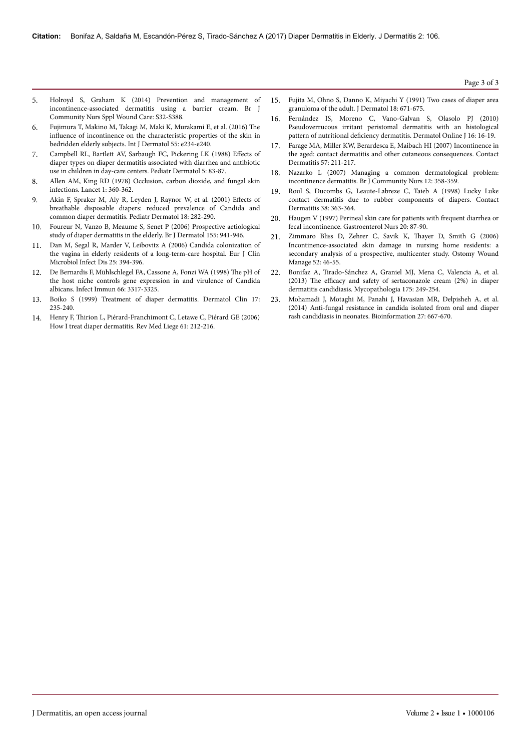5. Holroyd S, Graham K (2014) Prevention and management of incontinence-associated dermatitis using a barrier cream. Br J Community Nurs Sppl Wound Care: S32-S388.
6. Fujimura T, Makino M, Takagi M, Maki K, Murakami E, et al. (2016) The influence of incontinence on the characteristic properties of the skin in bedridden elderly subjects. Int J Dermatol 55: e234-e240.
7. Campbell RL, Bartlett AV, Sarbaugh FC, Pickering LK (1988) Effects of diaper types on diaper dermatitis associated with diarrhea and antibiotic use in children in day-care centers. Pediatr Dermatol 5: 83-87.
8. Allen AM, King RD (1978) Occlusion, carbon dioxide, and fungal skin infections. Lancet 1: 360-362.
9. Akin F, Spraker M, Aly R, Leyden J, Raynor W, et al. (2001) Effects of breathable disposable diapers: reduced prevalence of Candida and common diaper dermatitis. Pediatr Dermatol 18: 282-290.
10. Foureur N, Vanzo B, Meaume S, Senet P (2006) Prospective aetiological study of diaper dermatitis in the elderly. Br J Dermatol 155: 941-946.
11. Dan M, Segal R, Marder V, Leibovitz A (2006) Candida colonization of the vagina in elderly residents of a long-term-care hospital. Eur J Clin Microbiol Infect Dis 25: 394-396.
12. De Bernardis F, Mühlschlegel FA, Cassone A, Fonzi WA (1998) The pH of the host niche controls gene expression in and virulence of Candida albicans. Infect Immun 66: 3317-3325.
13. Boiko S (1999) Treatment of diaper dermatitis. Dermatol Clin 17: 235-240.
14. Henry F, Thirion L, Piérard-Franchimont C, Letawe C, Piérard GE (2006) How I treat diaper dermatitis. Rev Med Liege 61: 212-216.
15. Fujita M, Ohno S, Danno K, Miyachi Y (1991) Two cases of diaper area granuloma of the adult. J Dermatol 18: 671-675.
16. Fernández IS, Moreno C, Vano-Galvan S, Olasolo PJ (2010) Pseudoverrucous irritant peristomal dermatitis with an histological pattern of nutritional deficiency dermatitis. Dermatol Online J 16: 16-19.
17. Farage MA, Miller KW, Berardesca E, Maibach HI (2007) Incontinence in the aged: contact dermatitis and other cutaneous consequences. Contact Dermatitis 57: 211-217.
18. Nazarko L (2007) Managing a common dermatological problem: incontinence dermatitis. Br J Community Nurs 12: 358-359.
19. Roul S, Ducombs G, Leaute-Labreze C, Taieb A (1998) Lucky Luke contact dermatitis due to rubber components of diapers. Contact Dermatitis 38: 363-364.
20. Haugen V (1997) Perineal skin care for patients with frequent diarrhea or fecal incontinence. Gastroenterol Nurs 20: 87-90.
21. Zimmaro Bliss D, Zehrer C, Savik K, Thayer D, Smith G (2006) Incontinence-associated skin damage in nursing home residents: a secondary analysis of a prospective, multicenter study. Ostomy Wound Manage 52: 46-55.
22. Bonifaz A, Tirado-Sánchez A, Graniel MJ, Mena C, Valencia A, et al. (2013) The efficacy and safety of sertaconazole cream (2%) in diaper dermatitis candidiasis. Mycopathologia 175: 249-254.
23. Mohamadi J, Motaghi M, Panahi J, Havasian MR, Delpisheh A, et al. (2014) Anti-fungal resistance in candida isolated from oral and diaper rash candidiasis in neonates. Bioinformation 27: 667-670.